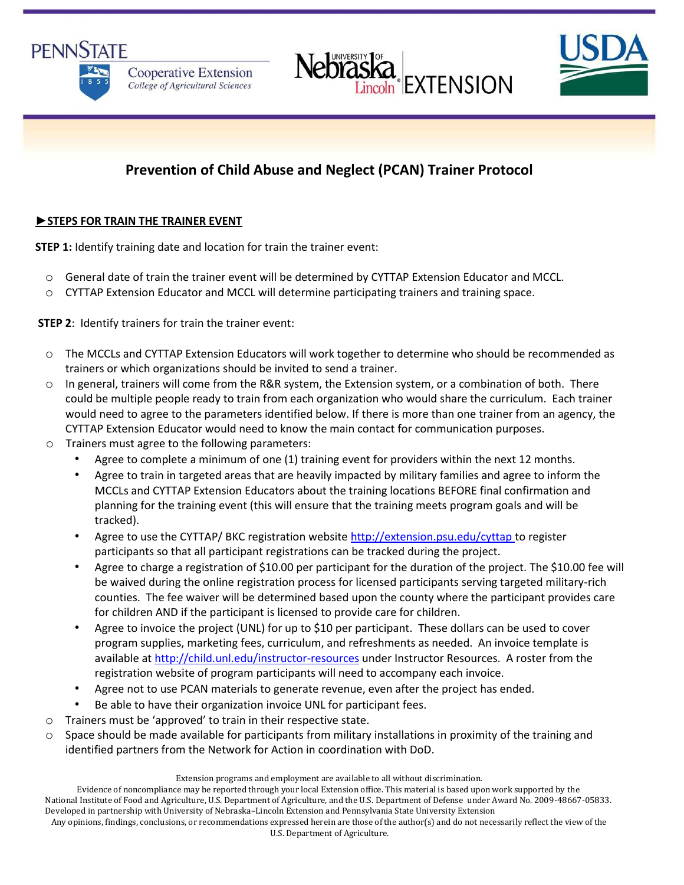# Prevention of Child Abuse and Neglect (PCAN) Trainer Protocol

## ►STEPS FOR TRAIN THE TRAINER EVENT

**STEP 1:** Identify training date and location for train the trainer event:

- General date of train the trainer event will be determined by CYTTAP Extension Educator and MCCL.
- CYTTAP Extension Educator and MCCL will determine participating trainers and training space.

**STEP 2**: Identify trainers for train the trainer event:

- The MCCLs and CYTTAP Extension Educators will work together to determine who should be recommended as trainers or which organizations should be invited to send a trainer.
- In general, trainers will come from the R&R system, the Extension system, or a combination of both. There could be multiple people ready to train from each organization who would share the curriculum. Each trainer would need to agree to the parameters identified below. If there is more than one trainer from an agency, the CYTTAP Extension Educator would need to know the main contact for communication purposes.
- Trainers must agree to the following parameters:
  - Agree to complete a minimum of one (1) training event for providers within the next 12 months.
  - Agree to train in targeted areas that are heavily impacted by military families and agree to inform the MCCLs and CYTTAP Extension Educators about the training locations BEFORE final confirmation and planning for the training event (this will ensure that the training meets program goals and will be tracked).
  - Agree to use the CYTTAP/ BKC registration website http://extension.psu.edu/cyttap to register participants so that all participant registrations can be tracked during the project.
  - Agree to charge a registration of $10.00 per participant for the duration of the project. The $10.00 fee will be waived during the online registration process for licensed participants serving targeted military-rich counties. The fee waiver will be determined based upon the county where the participant provides care for children AND if the participant is licensed to provide care for children.
  - Agree to invoice the project (UNL) for up to $10 per participant. These dollars can be used to cover program supplies, marketing fees, curriculum, and refreshments as needed. An invoice template is available at http://child.unl.edu/instructor-resources under Instructor Resources. A roster from the registration website of program participants will need to accompany each invoice.
  - Agree not to use PCAN materials to generate revenue, even after the project has ended.
  - Be able to have their organization invoice UNL for participant fees.
- Trainers must be 'approved' to train in their respective state.
- Space should be made available for participants from military installations in proximity of the training and identified partners from the Network for Action in coordination with DoD.

Extension programs and employment are available to all without discrimination.
Evidence of noncompliance may be reported through your local Extension office. This material is based upon work supported by the National Institute of Food and Agriculture, U.S. Department of Agriculture, and the U.S. Department of Defense under Award No. 2009-48667-05833. Developed in partnership with University of Nebraska–Lincoln Extension and Pennsylvania State University Extension
Any opinions, findings, conclusions, or recommendations expressed herein are those of the author(s) and do not necessarily reflect the view of the U.S. Department of Agriculture.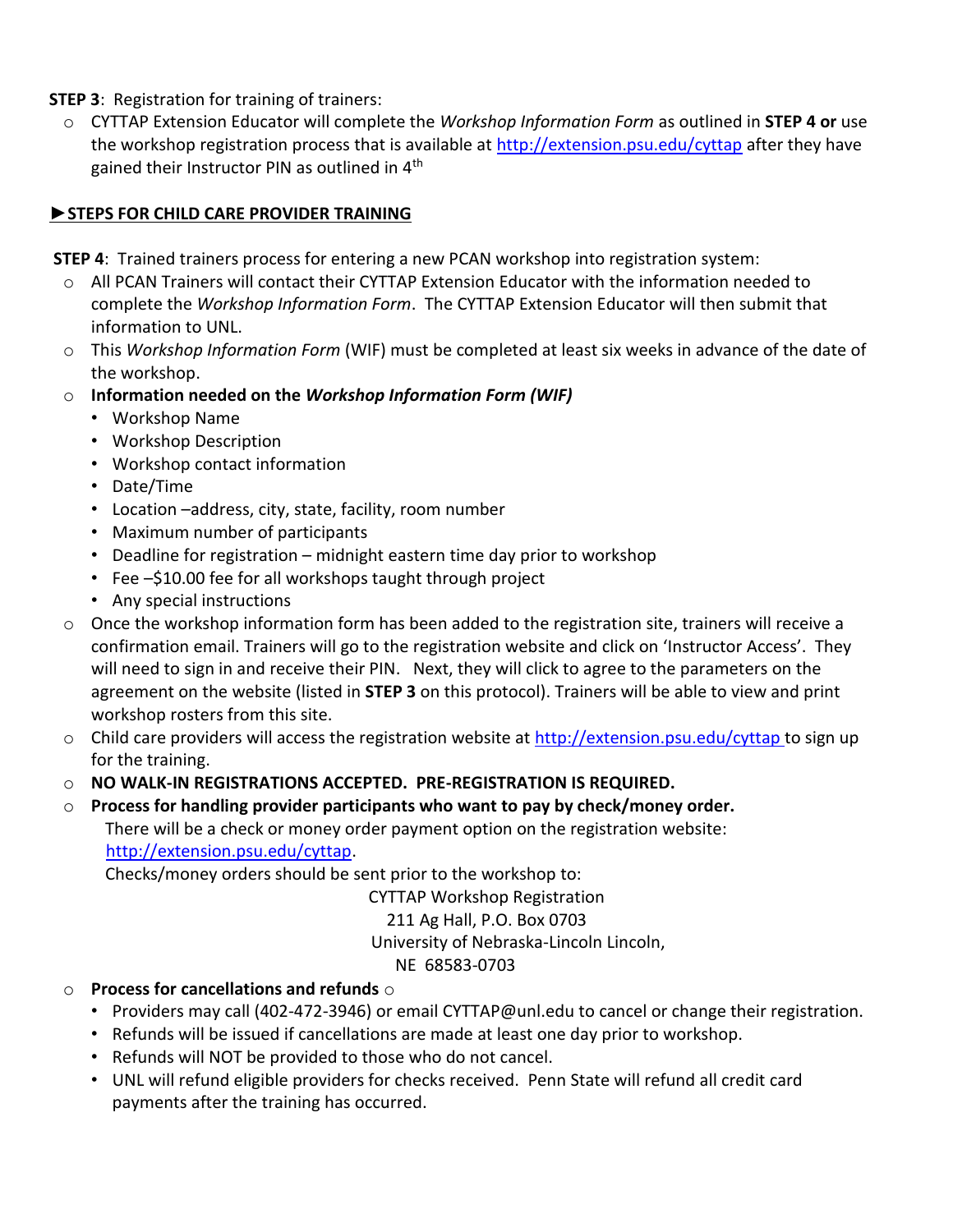**STEP 3**: Registration for training of trainers:

- CYTTAP Extension Educator will complete the *Workshop Information Form* as outlined in **STEP 4 or** use the workshop registration process that is available at http://extension.psu.edu/cyttap after they have gained their Instructor PIN as outlined in 4th

**►STEPS FOR CHILD CARE PROVIDER TRAINING**

**STEP 4**: Trained trainers process for entering a new PCAN workshop into registration system:

- All PCAN Trainers will contact their CYTTAP Extension Educator with the information needed to complete the *Workshop Information Form*. The CYTTAP Extension Educator will then submit that information to UNL.
- This *Workshop Information Form* (WIF) must be completed at least six weeks in advance of the date of the workshop.
- **Information needed on the *Workshop Information Form (WIF)***
  - Workshop Name
  - Workshop Description
  - Workshop contact information
  - Date/Time
  - Location –address, city, state, facility, room number
  - Maximum number of participants
  - Deadline for registration – midnight eastern time day prior to workshop
  - Fee –$10.00 fee for all workshops taught through project
  - Any special instructions
- Once the workshop information form has been added to the registration site, trainers will receive a confirmation email. Trainers will go to the registration website and click on 'Instructor Access'. They will need to sign in and receive their PIN. Next, they will click to agree to the parameters on the agreement on the website (listed in **STEP 3** on this protocol). Trainers will be able to view and print workshop rosters from this site.
- Child care providers will access the registration website at http://extension.psu.edu/cyttap to sign up for the training.
- **NO WALK-IN REGISTRATIONS ACCEPTED. PRE-REGISTRATION IS REQUIRED.**
- **Process for handling provider participants who want to pay by check/money order.**
  There will be a check or money order payment option on the registration website: http://extension.psu.edu/cyttap.
  Checks/money orders should be sent prior to the workshop to:

  CYTTAP Workshop Registration
  211 Ag Hall, P.O. Box 0703
  University of Nebraska-Lincoln Lincoln,
  NE 68583-0703

- **Process for cancellations and refunds** ○
  - Providers may call (402-472-3946) or email CYTTAP@unl.edu to cancel or change their registration.
  - Refunds will be issued if cancellations are made at least one day prior to workshop.
  - Refunds will NOT be provided to those who do not cancel.
  - UNL will refund eligible providers for checks received. Penn State will refund all credit card payments after the training has occurred.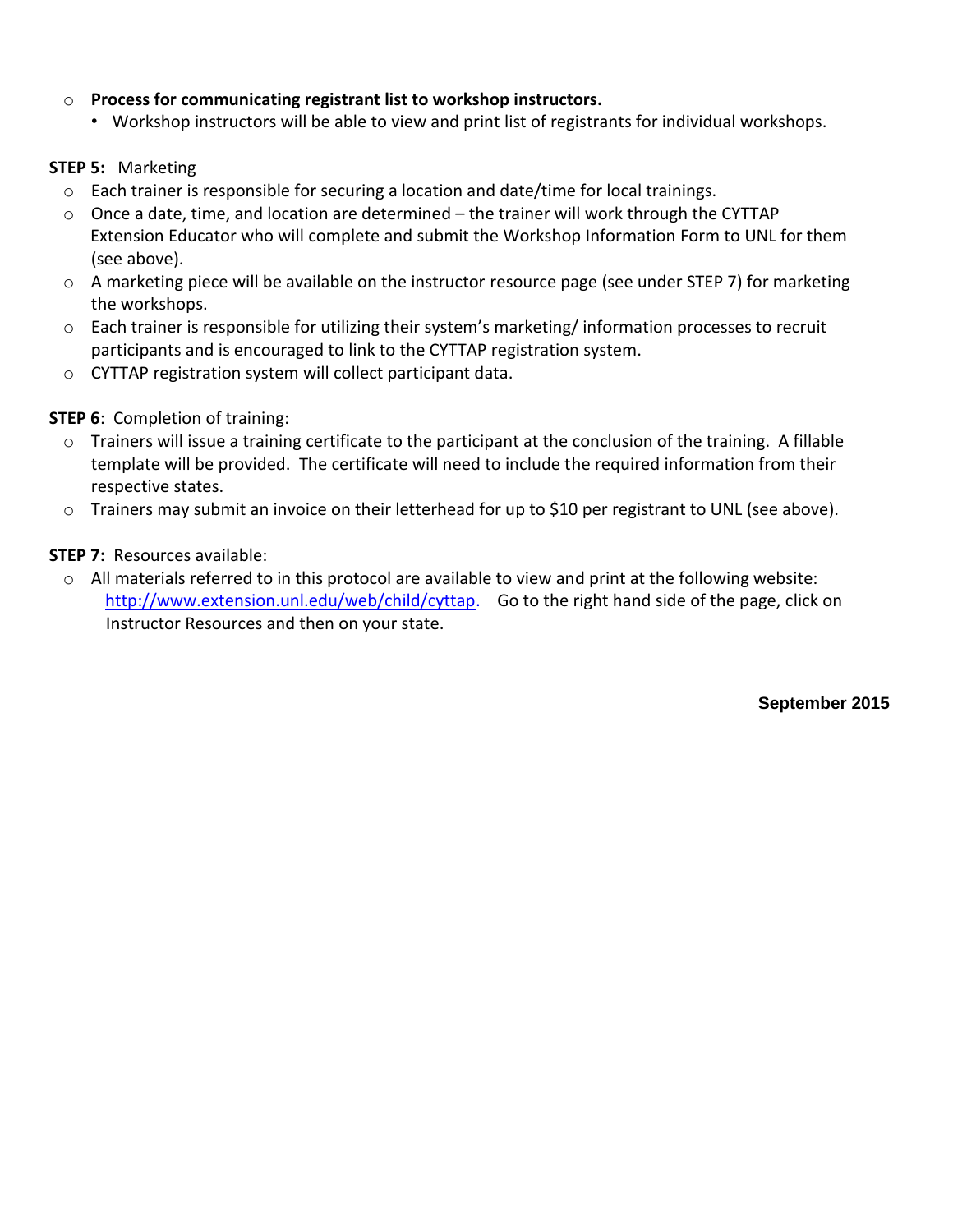- **Process for communicating registrant list to workshop instructors.**
  - Workshop instructors will be able to view and print list of registrants for individual workshops.

**STEP 5:** Marketing

- Each trainer is responsible for securing a location and date/time for local trainings.
- Once a date, time, and location are determined – the trainer will work through the CYTTAP Extension Educator who will complete and submit the Workshop Information Form to UNL for them (see above).
- A marketing piece will be available on the instructor resource page (see under STEP 7) for marketing the workshops.
- Each trainer is responsible for utilizing their system's marketing/ information processes to recruit participants and is encouraged to link to the CYTTAP registration system.
- CYTTAP registration system will collect participant data.

**STEP 6**: Completion of training:

- Trainers will issue a training certificate to the participant at the conclusion of the training. A fillable template will be provided. The certificate will need to include the required information from their respective states.
- Trainers may submit an invoice on their letterhead for up to $10 per registrant to UNL (see above).

**STEP 7:** Resources available:

- All materials referred to in this protocol are available to view and print at the following website: [http://www.extension.unl.edu/web/child/cyttap](http://www.extension.unl.edu/web/child/cyttap). Go to the right hand side of the page, click on Instructor Resources and then on your state.

**September 2015**